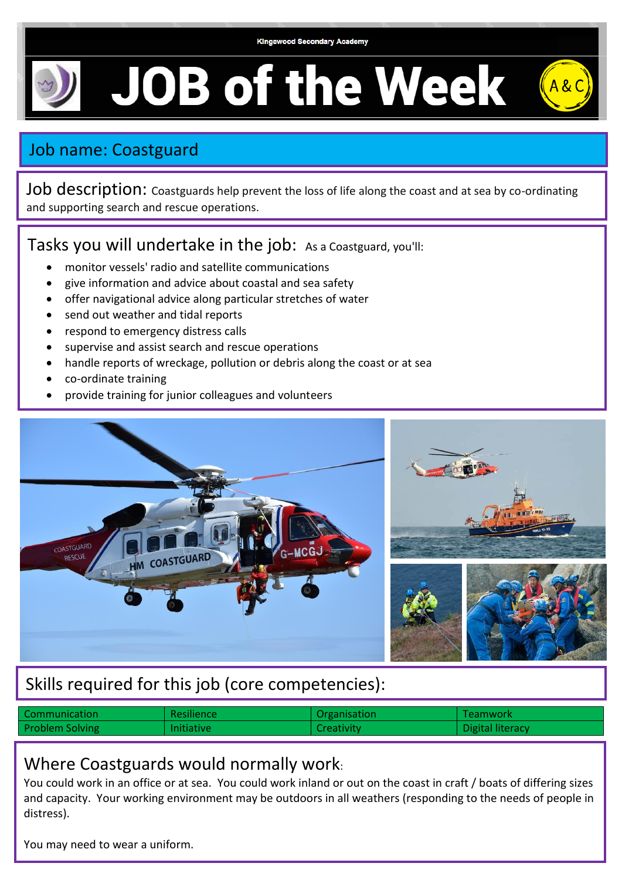Kingswood Secondary Academy

# JOB of the Week

## Job name: Coastguard

**Job description:** Coastguards help prevent the loss of life along the coast and at sea by co-ordinating and supporting search and rescue operations.

## Tasks you will undertake in the job:

As a Coastguard, you'll:

- monitor vessels' radio and satellite communications
- give information and advice about coastal and sea safety
- offer navigational advice along particular stretches of water
- send out weather and tidal reports
- respond to emergency distress calls
- supervise and assist search and rescue operations
- handle reports of wreckage, pollution or debris along the coast or at sea
- co-ordinate training
- provide training for junior colleagues and volunteers

## Skills required for this job (core competencies):

| | | | |
|---|---|---|---|
| Communication | Resilience | Organisation | Teamwork |
| Problem Solving | Initiative | Creativity | Digital literacy |

## Where Coastguards would normally work:

You could work in an office or at sea. You could work inland or out on the coast in craft / boats of differing sizes and capacity. Your working environment may be outdoors in all weathers (responding to the needs of people in distress).

You may need to wear a uniform.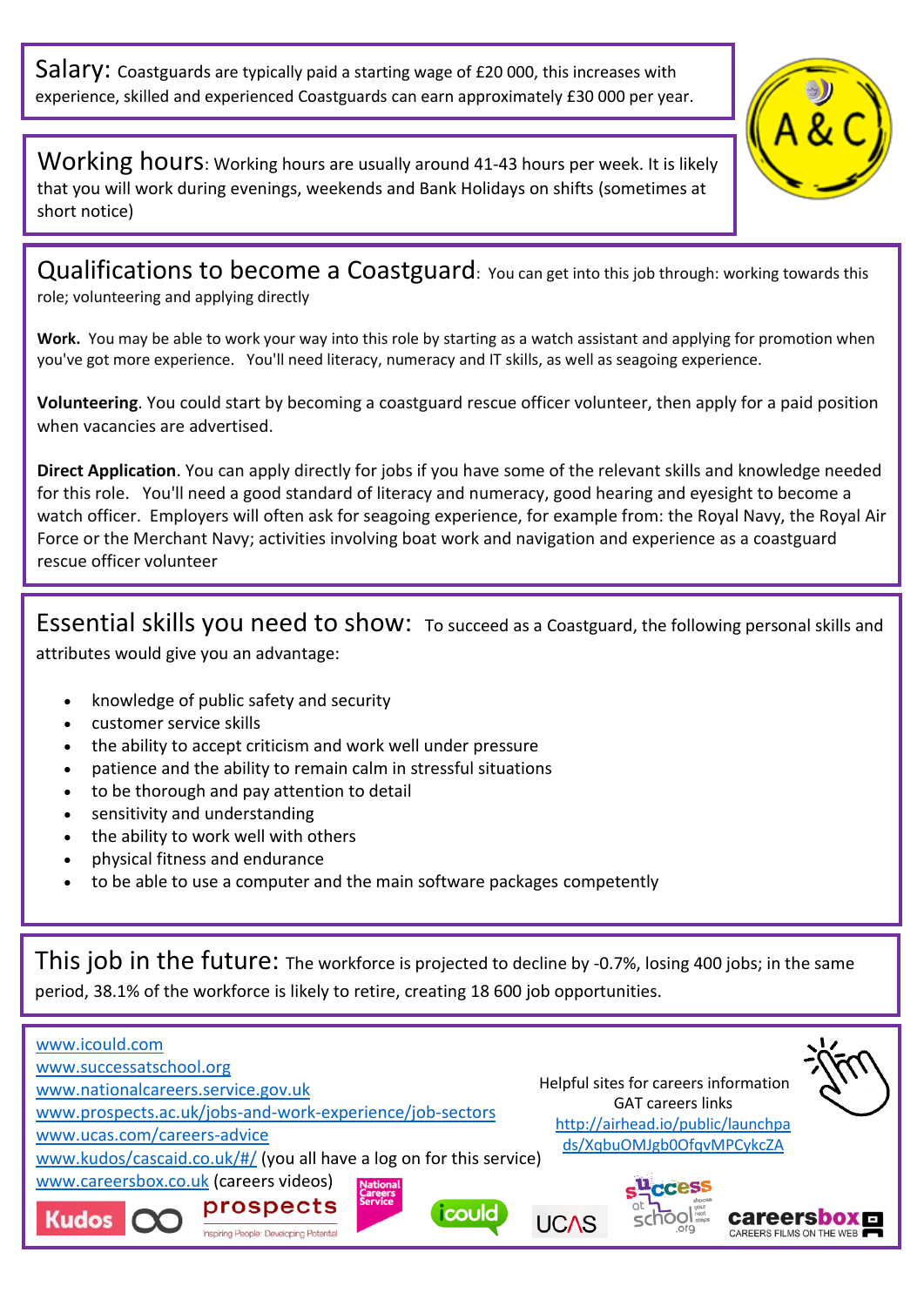**Salary:** Coastguards are typically paid a starting wage of £20 000, this increases with experience, skilled and experienced Coastguards can earn approximately £30 000 per year.

**Working hours:** Working hours are usually around 41-43 hours per week. It is likely that you will work during evenings, weekends and Bank Holidays on shifts (sometimes at short notice)

A&C

## Qualifications to become a Coastguard

You can get into this job through: working towards this role; volunteering and applying directly

**Work.** You may be able to work your way into this role by starting as a watch assistant and applying for promotion when you've got more experience. You'll need literacy, numeracy and IT skills, as well as seagoing experience.

**Volunteering**. You could start by becoming a coastguard rescue officer volunteer, then apply for a paid position when vacancies are advertised.

**Direct Application**. You can apply directly for jobs if you have some of the relevant skills and knowledge needed for this role. You'll need a good standard of literacy and numeracy, good hearing and eyesight to become a watch officer. Employers will often ask for seagoing experience, for example from: the Royal Navy, the Royal Air Force or the Merchant Navy; activities involving boat work and navigation and experience as a coastguard rescue officer volunteer

## Essential skills you need to show:

To succeed as a Coastguard, the following personal skills and attributes would give you an advantage:

- knowledge of public safety and security
- customer service skills
- the ability to accept criticism and work well under pressure
- patience and the ability to remain calm in stressful situations
- to be thorough and pay attention to detail
- sensitivity and understanding
- the ability to work well with others
- physical fitness and endurance
- to be able to use a computer and the main software packages competently

## This job in the future:

The workforce is projected to decline by -0.7%, losing 400 jobs; in the same period, 38.1% of the workforce is likely to retire, creating 18 600 job opportunities.

www.icould.com
www.successatschool.org
www.nationalcareers.service.gov.uk
www.prospects.ac.uk/jobs-and-work-experience/job-sectors
www.ucas.com/careers-advice
www.kudos/cascaid.co.uk/#/ (you all have a log on for this service)
www.careersbox.co.uk (careers videos)

Helpful sites for careers information
GAT careers links
http://airhead.io/public/launchpads/XqbuOMJgb0OfqvMPCykcZA

Kudos | prospects | National Careers Service | icould | UCAS | success at school | careersbox